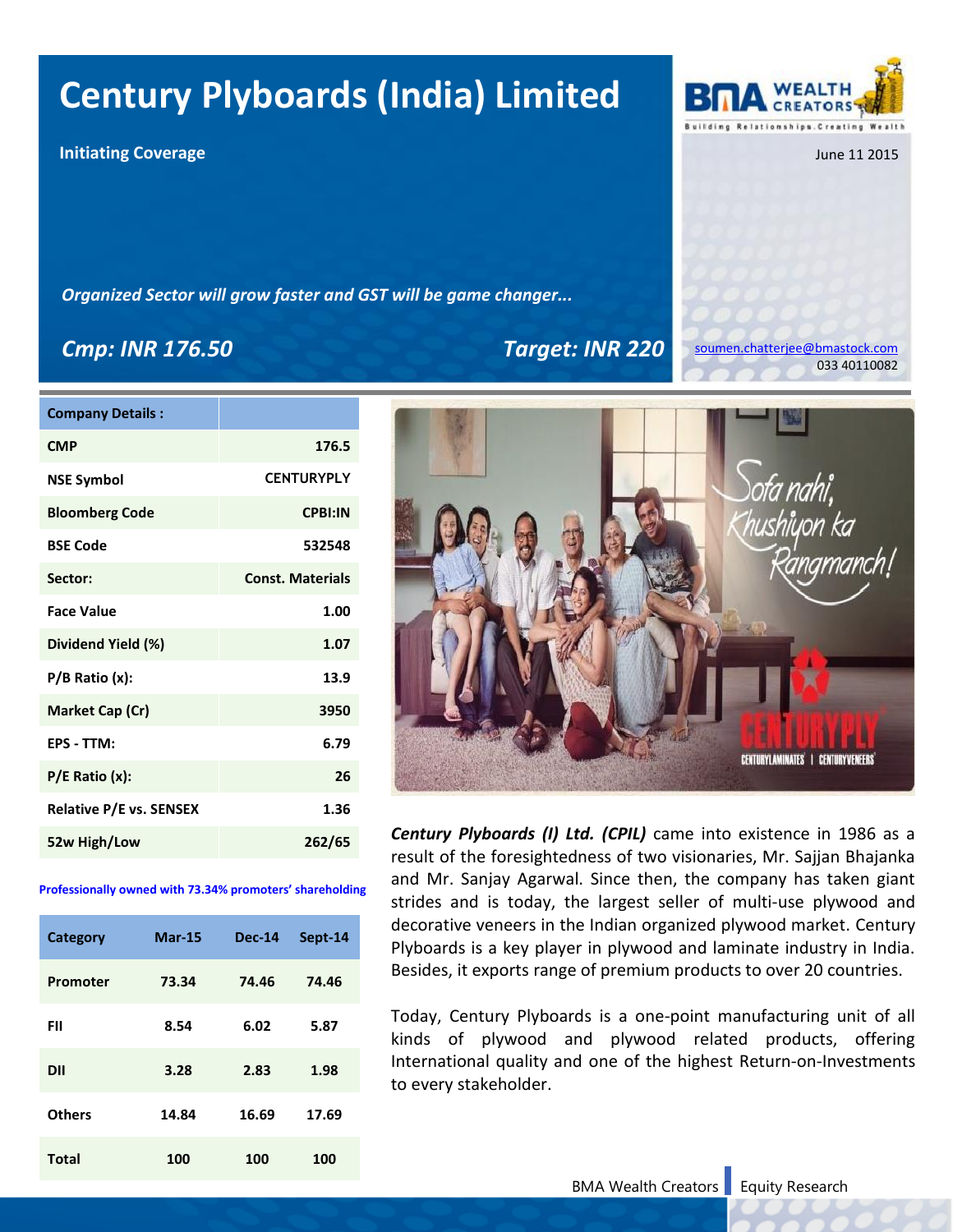# Century Plyboards (India) Limited

**Initiating Coverage**

June 11 2015

*Organized Sector will grow faster and GST will be game changer...*

***Cmp: INR 176.50***

***Target: INR 220***

soumen.chatterjee@bmastock.com
033 40110082

| Company Details : | |
|---|---|
| CMP | 176.5 |
| NSE Symbol | CENTURYPLY |
| Bloomberg Code | CPBI:IN |
| BSE Code | 532548 |
| Sector: | Const. Materials |
| Face Value | 1.00 |
| Dividend Yield (%) | 1.07 |
| P/B Ratio (x): | 13.9 |
| Market Cap (Cr) | 3950 |
| EPS - TTM: | 6.79 |
| P/E Ratio (x): | 26 |
| Relative P/E vs. SENSEX | 1.36 |
| 52w High/Low | 262/65 |

**Professionally owned with 73.34% promoters' shareholding**

| Category | Mar-15 | Dec-14 | Sept-14 |
|---|---|---|---|
| Promoter | 73.34 | 74.46 | 74.46 |
| FII | 8.54 | 6.02 | 5.87 |
| DII | 3.28 | 2.83 | 1.98 |
| Others | 14.84 | 16.69 | 17.69 |
| Total | 100 | 100 | 100 |

***Century Plyboards (I) Ltd. (CPIL)*** came into existence in 1986 as a result of the foresightedness of two visionaries, Mr. Sajjan Bhajanka and Mr. Sanjay Agarwal. Since then, the company has taken giant strides and is today, the largest seller of multi-use plywood and decorative veneers in the Indian organized plywood market. Century Plyboards is a key player in plywood and laminate industry in India. Besides, it exports range of premium products to over 20 countries.

Today, Century Plyboards is a one-point manufacturing unit of all kinds of plywood and plywood related products, offering International quality and one of the highest Return-on-Investments to every stakeholder.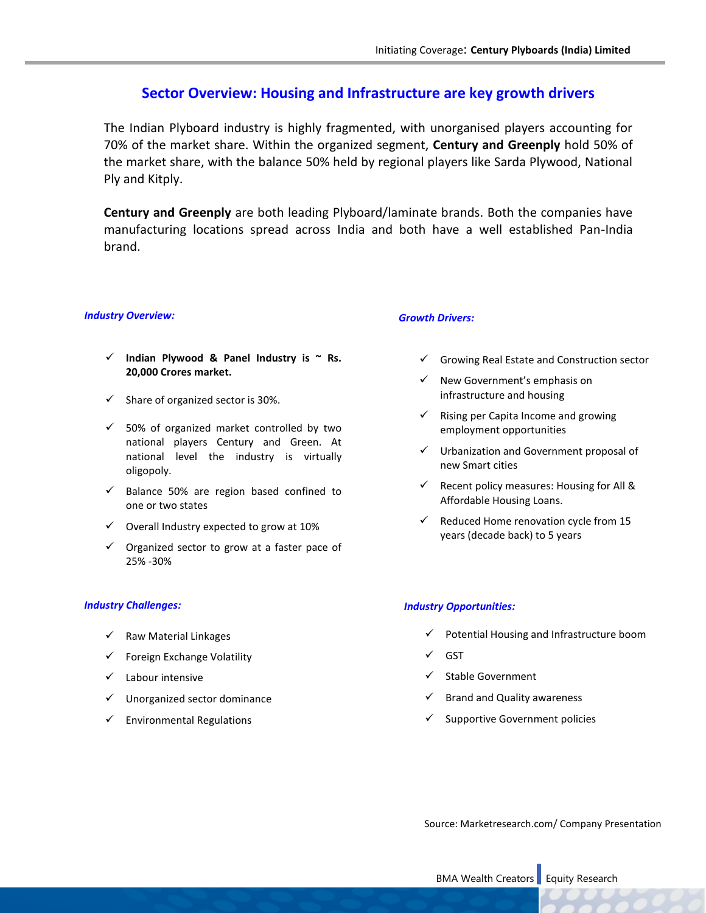## Sector Overview: Housing and Infrastructure are key growth drivers

The Indian Plyboard industry is highly fragmented, with unorganised players accounting for 70% of the market share. Within the organized segment, **Century and Greenply** hold 50% of the market share, with the balance 50% held by regional players like Sarda Plywood, National Ply and Kitply.

**Century and Greenply** are both leading Plyboard/laminate brands. Both the companies have manufacturing locations spread across India and both have a well established Pan-India brand.

***Industry Overview:***

- ✓ **Indian Plywood & Panel Industry is ~ Rs. 20,000 Crores market.**
- ✓ Share of organized sector is 30%.
- ✓ 50% of organized market controlled by two national players Century and Green. At national level the industry is virtually oligopoly.
- ✓ Balance 50% are region based confined to one or two states
- ✓ Overall Industry expected to grow at 10%
- ✓ Organized sector to grow at a faster pace of 25% -30%

***Growth Drivers:***

- ✓ Growing Real Estate and Construction sector
- ✓ New Government's emphasis on infrastructure and housing
- ✓ Rising per Capita Income and growing employment opportunities
- ✓ Urbanization and Government proposal of new Smart cities
- ✓ Recent policy measures: Housing for All & Affordable Housing Loans.
- ✓ Reduced Home renovation cycle from 15 years (decade back) to 5 years

***Industry Challenges:***

- ✓ Raw Material Linkages
- ✓ Foreign Exchange Volatility
- ✓ Labour intensive
- ✓ Unorganized sector dominance
- ✓ Environmental Regulations

***Industry Opportunities:***

- ✓ Potential Housing and Infrastructure boom
- ✓ GST
- ✓ Stable Government
- ✓ Brand and Quality awareness
- ✓ Supportive Government policies

Source: Marketresearch.com/ Company Presentation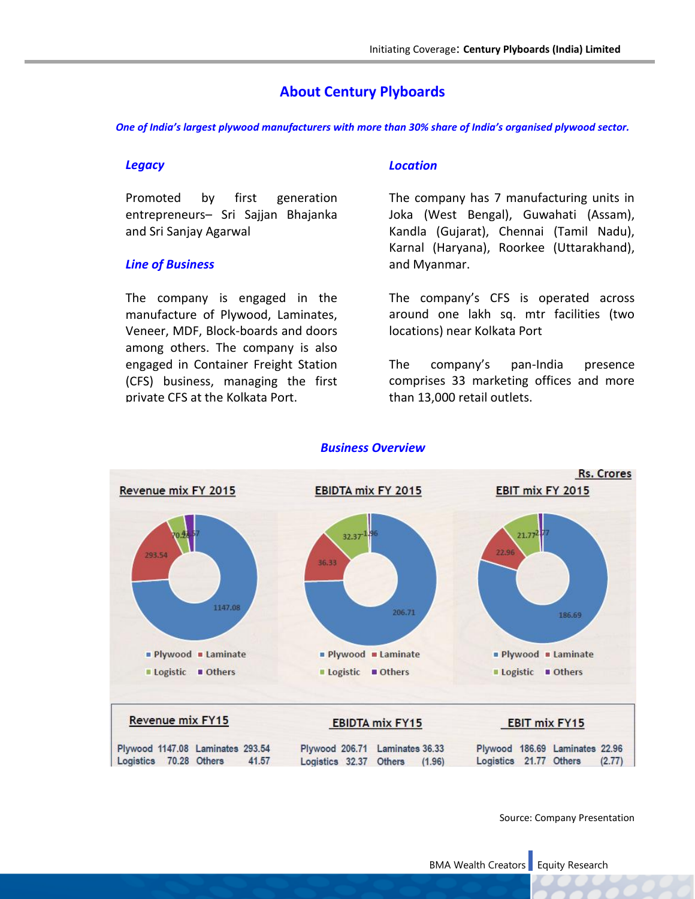## About Century Plyboards

***One of India's largest plywood manufacturers with more than 30% share of India's organised plywood sector.***

### *Legacy*

Promoted by first generation entrepreneurs– Sri Sajjan Bhajanka and Sri Sanjay Agarwal

### *Line of Business*

The company is engaged in the manufacture of Plywood, Laminates, Veneer, MDF, Block-boards and doors among others. The company is also engaged in Container Freight Station (CFS) business, managing the first private CFS at the Kolkata Port.

### *Location*

The company has 7 manufacturing units in Joka (West Bengal), Guwahati (Assam), Kandla (Gujarat), Chennai (Tamil Nadu), Karnal (Haryana), Roorkee (Uttarakhand), and Myanmar.

The company's CFS is operated across around one lakh sq. mtr facilities (two locations) near Kolkata Port

The company's pan-India presence comprises 33 marketing offices and more than 13,000 retail outlets.

### *Business Overview*

Rs. Crores

**Revenue mix FY 2015** | **EBIDTA mix FY 2015** | **EBIT mix FY 2015**

| Revenue mix FY15 | | EBIDTA mix FY15 | | EBIT mix FY15 | |
|---|---|---|---|---|---|
| Plywood | 1147.08 | Plywood | 206.71 | Plywood | 186.69 |
| Laminates | 293.54 | Laminates | 36.33 | Laminates | 22.96 |
| Logistics | 70.28 | Logistics | 32.37 | Logistics | 21.77 |
| Others | 41.57 | Others | (1.96) | Others | (2.77) |

Source: Company Presentation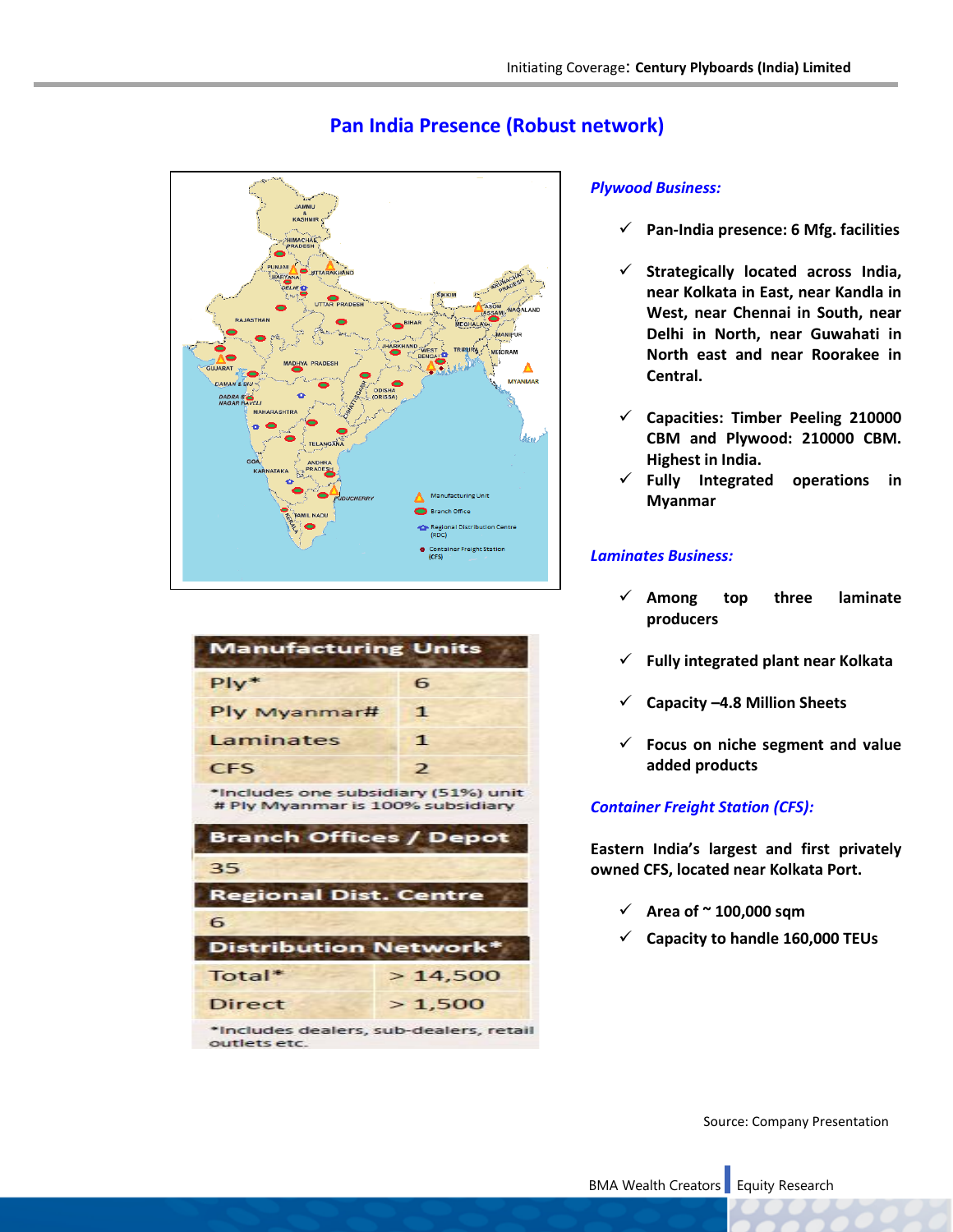## Pan India Presence (Robust network)

| Manufacturing Units | |
|---|---|
| Ply* | 6 |
| Ply Myanmar# | 1 |
| Laminates | 1 |
| CFS | 2 |

*Includes one subsidiary (51%) unit
# Ply Myanmar is 100% subsidiary

| Branch Offices / Depot |
|---|
| 35 |

| Regional Dist. Centre |
|---|
| 6 |

| Distribution Network* | |
|---|---|
| Total* | > 14,500 |
| Direct | > 1,500 |

*Includes dealers, sub-dealers, retail outlets etc.

### *Plywood Business:*

- ✓ **Pan-India presence: 6 Mfg. facilities**
- ✓ **Strategically located across India, near Kolkata in East, near Kandla in West, near Chennai in South, near Delhi in North, near Guwahati in North east and near Roorakee in Central.**
- ✓ **Capacities: Timber Peeling 210000 CBM and Plywood: 210000 CBM. Highest in India.**
- ✓ **Fully Integrated operations in Myanmar**

### *Laminates Business:*

- ✓ **Among top three laminate producers**
- ✓ **Fully integrated plant near Kolkata**
- ✓ **Capacity –4.8 Million Sheets**
- ✓ **Focus on niche segment and value added products**

### *Container Freight Station (CFS):*

**Eastern India's largest and first privately owned CFS, located near Kolkata Port.**

- ✓ **Area of ~ 100,000 sqm**
- ✓ **Capacity to handle 160,000 TEUs**

Source: Company Presentation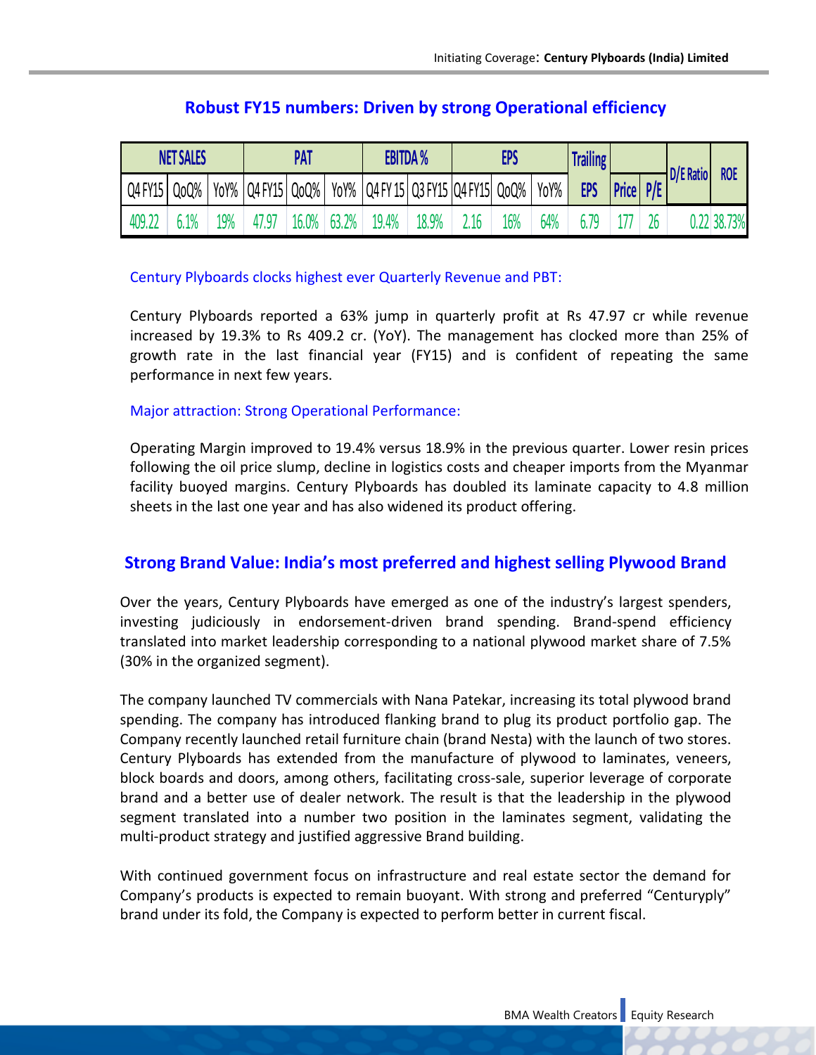## Robust FY15 numbers: Driven by strong Operational efficiency

| NET SALES | | | PAT | | | EBITDA % | | EPS | | | Trailing | | | D/E Ratio | ROE |
|---|---|---|---|---|---|---|---|---|---|---|---|---|---|---|---|
| Q4 FY15 | QoQ% | YoY% | Q4 FY15 | QoQ% | YoY% | Q4 FY 15 | Q3 FY15 | Q4 FY15 | QoQ% | YoY% | EPS | Price | P/E | | |
| 409.22 | 6.1% | 19% | 47.97 | 16.0% | 63.2% | 19.4% | 18.9% | 2.16 | 16% | 64% | 6.79 | 177 | 26 | 0.22 | 38.73% |

### Century Plyboards clocks highest ever Quarterly Revenue and PBT:

Century Plyboards reported a 63% jump in quarterly profit at Rs 47.97 cr while revenue increased by 19.3% to Rs 409.2 cr. (YoY). The management has clocked more than 25% of growth rate in the last financial year (FY15) and is confident of repeating the same performance in next few years.

### Major attraction: Strong Operational Performance:

Operating Margin improved to 19.4% versus 18.9% in the previous quarter. Lower resin prices following the oil price slump, decline in logistics costs and cheaper imports from the Myanmar facility buoyed margins. Century Plyboards has doubled its laminate capacity to 4.8 million sheets in the last one year and has also widened its product offering.

## Strong Brand Value: India's most preferred and highest selling Plywood Brand

Over the years, Century Plyboards have emerged as one of the industry's largest spenders, investing judiciously in endorsement-driven brand spending. Brand-spend efficiency translated into market leadership corresponding to a national plywood market share of 7.5% (30% in the organized segment).

The company launched TV commercials with Nana Patekar, increasing its total plywood brand spending. The company has introduced flanking brand to plug its product portfolio gap. The Company recently launched retail furniture chain (brand Nesta) with the launch of two stores. Century Plyboards has extended from the manufacture of plywood to laminates, veneers, block boards and doors, among others, facilitating cross-sale, superior leverage of corporate brand and a better use of dealer network. The result is that the leadership in the plywood segment translated into a number two position in the laminates segment, validating the multi-product strategy and justified aggressive Brand building.

With continued government focus on infrastructure and real estate sector the demand for Company's products is expected to remain buoyant. With strong and preferred "Centuryply" brand under its fold, the Company is expected to perform better in current fiscal.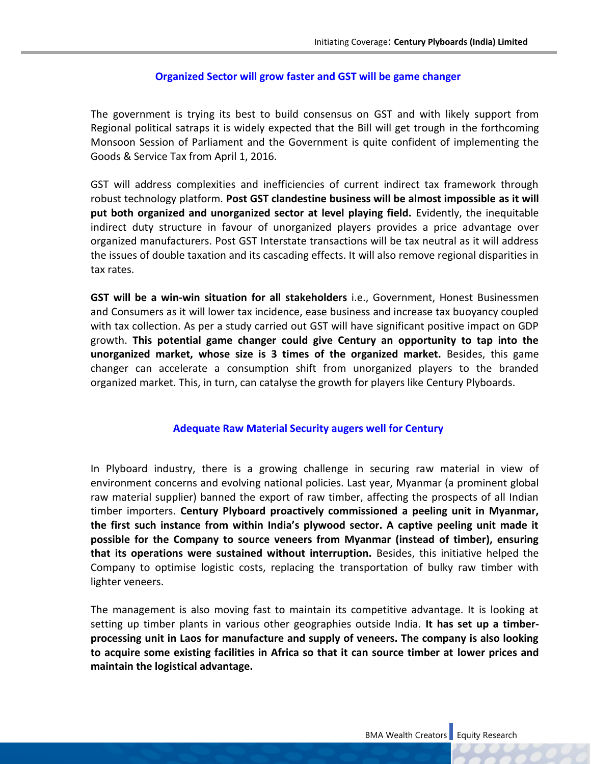## Organized Sector will grow faster and GST will be game changer

The government is trying its best to build consensus on GST and with likely support from Regional political satraps it is widely expected that the Bill will get trough in the forthcoming Monsoon Session of Parliament and the Government is quite confident of implementing the Goods & Service Tax from April 1, 2016.

GST will address complexities and inefficiencies of current indirect tax framework through robust technology platform. **Post GST clandestine business will be almost impossible as it will put both organized and unorganized sector at level playing field.** Evidently, the inequitable indirect duty structure in favour of unorganized players provides a price advantage over organized manufacturers. Post GST Interstate transactions will be tax neutral as it will address the issues of double taxation and its cascading effects. It will also remove regional disparities in tax rates.

**GST will be a win-win situation for all stakeholders** i.e., Government, Honest Businessmen and Consumers as it will lower tax incidence, ease business and increase tax buoyancy coupled with tax collection. As per a study carried out GST will have significant positive impact on GDP growth. **This potential game changer could give Century an opportunity to tap into the unorganized market, whose size is 3 times of the organized market.** Besides, this game changer can accelerate a consumption shift from unorganized players to the branded organized market. This, in turn, can catalyse the growth for players like Century Plyboards.

## Adequate Raw Material Security augers well for Century

In Plyboard industry, there is a growing challenge in securing raw material in view of environment concerns and evolving national policies. Last year, Myanmar (a prominent global raw material supplier) banned the export of raw timber, affecting the prospects of all Indian timber importers. **Century Plyboard proactively commissioned a peeling unit in Myanmar, the first such instance from within India's plywood sector. A captive peeling unit made it possible for the Company to source veneers from Myanmar (instead of timber), ensuring that its operations were sustained without interruption.** Besides, this initiative helped the Company to optimise logistic costs, replacing the transportation of bulky raw timber with lighter veneers.

The management is also moving fast to maintain its competitive advantage. It is looking at setting up timber plants in various other geographies outside India. **It has set up a timber-processing unit in Laos for manufacture and supply of veneers. The company is also looking to acquire some existing facilities in Africa so that it can source timber at lower prices and maintain the logistical advantage.**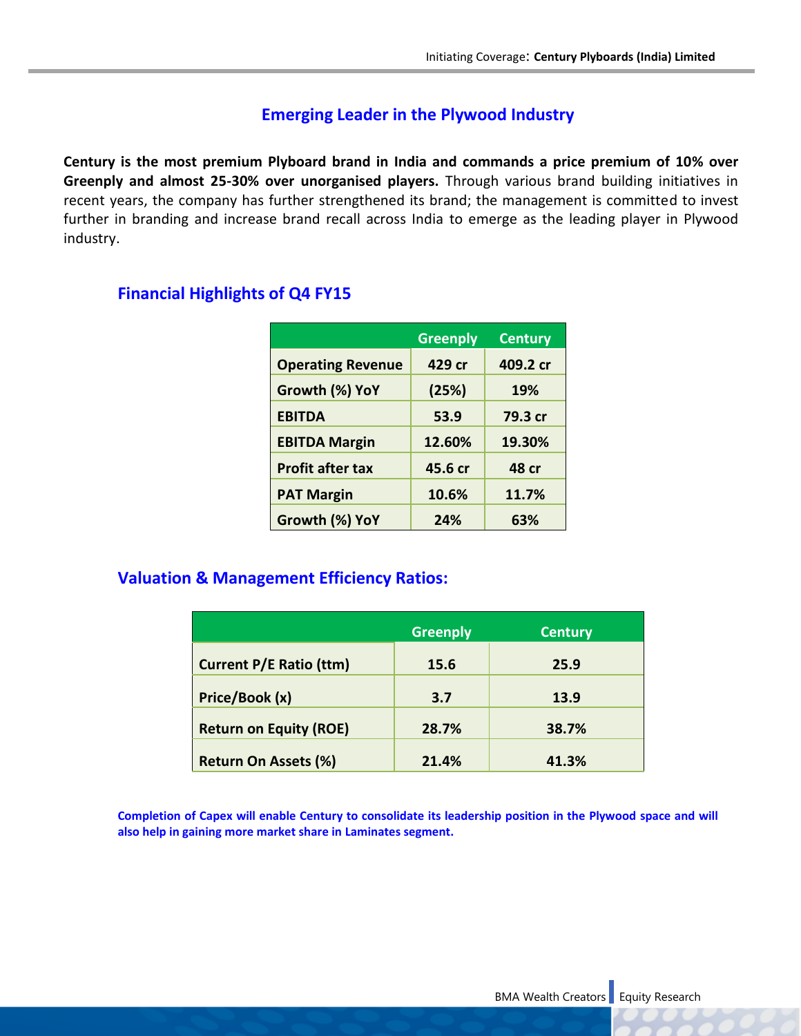## Emerging Leader in the Plywood Industry

**Century is the most premium Plyboard brand in India and commands a price premium of 10% over Greenply and almost 25-30% over unorganised players.** Through various brand building initiatives in recent years, the company has further strengthened its brand; the management is committed to invest further in branding and increase brand recall across India to emerge as the leading player in Plywood industry.

### Financial Highlights of Q4 FY15

| | Greenply | Century |
|---|---|---|
| Operating Revenue | 429 cr | 409.2 cr |
| Growth (%) YoY | (25%) | 19% |
| EBITDA | 53.9 | 79.3 cr |
| EBITDA Margin | 12.60% | 19.30% |
| Profit after tax | 45.6 cr | 48 cr |
| PAT Margin | 10.6% | 11.7% |
| Growth (%) YoY | 24% | 63% |

### Valuation & Management Efficiency Ratios:

| | Greenply | Century |
|---|---|---|
| Current P/E Ratio (ttm) | 15.6 | 25.9 |
| Price/Book (x) | 3.7 | 13.9 |
| Return on Equity (ROE) | 28.7% | 38.7% |
| Return On Assets (%) | 21.4% | 41.3% |

**Completion of Capex will enable Century to consolidate its leadership position in the Plywood space and will also help in gaining more market share in Laminates segment.**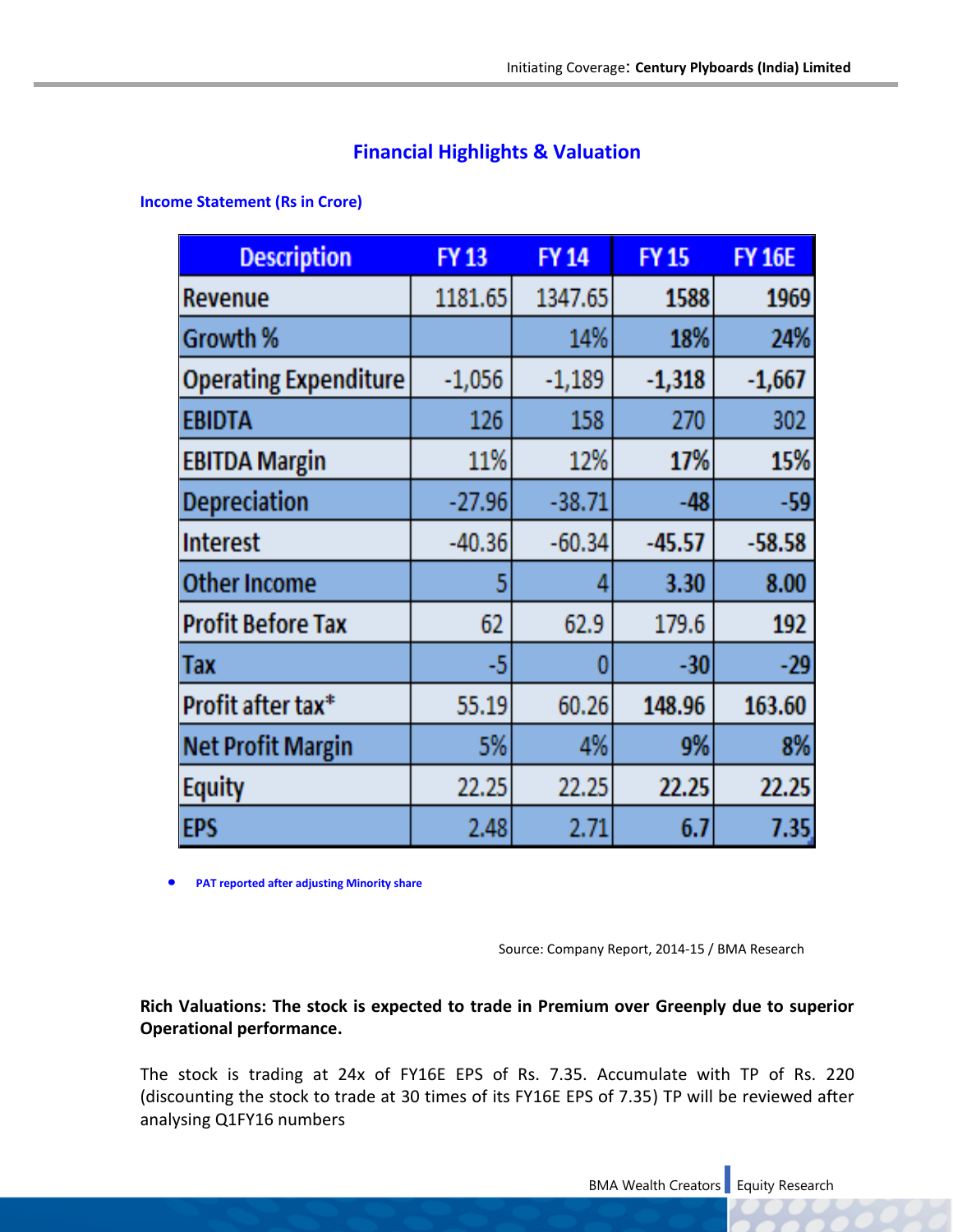## Financial Highlights & Valuation

### Income Statement (Rs in Crore)

| Description | FY 13 | FY 14 | FY 15 | FY 16E |
|---|---|---|---|---|
| Revenue | 1181.65 | 1347.65 | 1588 | 1969 |
| Growth % | | 14% | 18% | 24% |
| Operating Expenditure | -1,056 | -1,189 | -1,318 | -1,667 |
| EBIDTA | 126 | 158 | 270 | 302 |
| EBITDA Margin | 11% | 12% | 17% | 15% |
| Depreciation | -27.96 | -38.71 | -48 | -59 |
| Interest | -40.36 | -60.34 | -45.57 | -58.58 |
| Other Income | 5 | 4 | 3.30 | 8.00 |
| Profit Before Tax | 62 | 62.9 | 179.6 | 192 |
| Tax | -5 | 0 | -30 | -29 |
| Profit after tax* | 55.19 | 60.26 | 148.96 | 163.60 |
| Net Profit Margin | 5% | 4% | 9% | 8% |
| Equity | 22.25 | 22.25 | 22.25 | 22.25 |
| EPS | 2.48 | 2.71 | 6.7 | 7.35 |

- PAT reported after adjusting Minority share

Source: Company Report, 2014-15 / BMA Research

**Rich Valuations: The stock is expected to trade in Premium over Greenply due to superior Operational performance.**

The stock is trading at 24x of FY16E EPS of Rs. 7.35. Accumulate with TP of Rs. 220 (discounting the stock to trade at 30 times of its FY16E EPS of 7.35) TP will be reviewed after analysing Q1FY16 numbers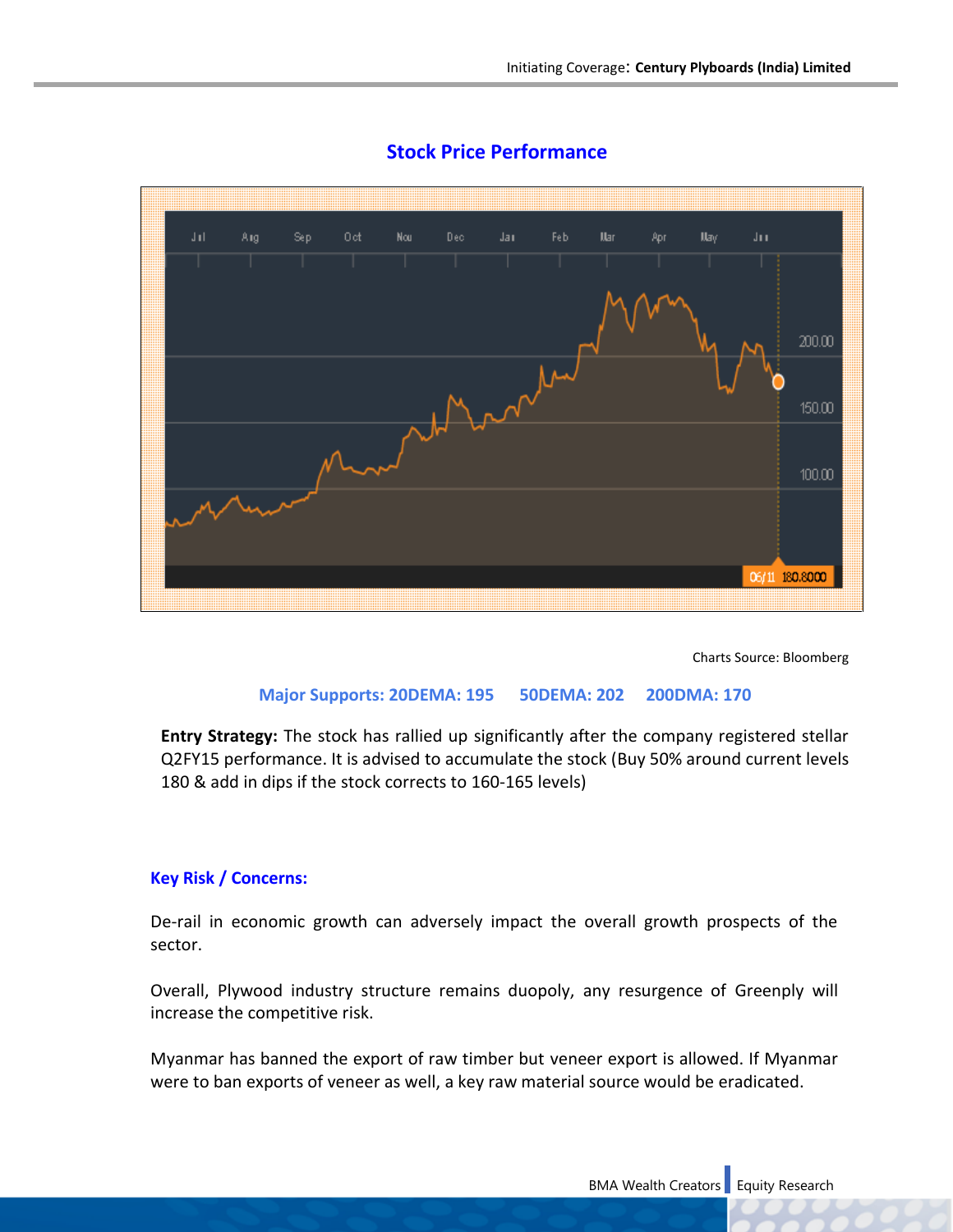## Stock Price Performance

Charts Source: Bloomberg

**Major Supports: 20DEMA: 195 50DEMA: 202 200DMA: 170**

**Entry Strategy:** The stock has rallied up significantly after the company registered stellar Q2FY15 performance. It is advised to accumulate the stock (Buy 50% around current levels 180 & add in dips if the stock corrects to 160-165 levels)

### Key Risk / Concerns:

De-rail in economic growth can adversely impact the overall growth prospects of the sector.

Overall, Plywood industry structure remains duopoly, any resurgence of Greenply will increase the competitive risk.

Myanmar has banned the export of raw timber but veneer export is allowed. If Myanmar were to ban exports of veneer as well, a key raw material source would be eradicated.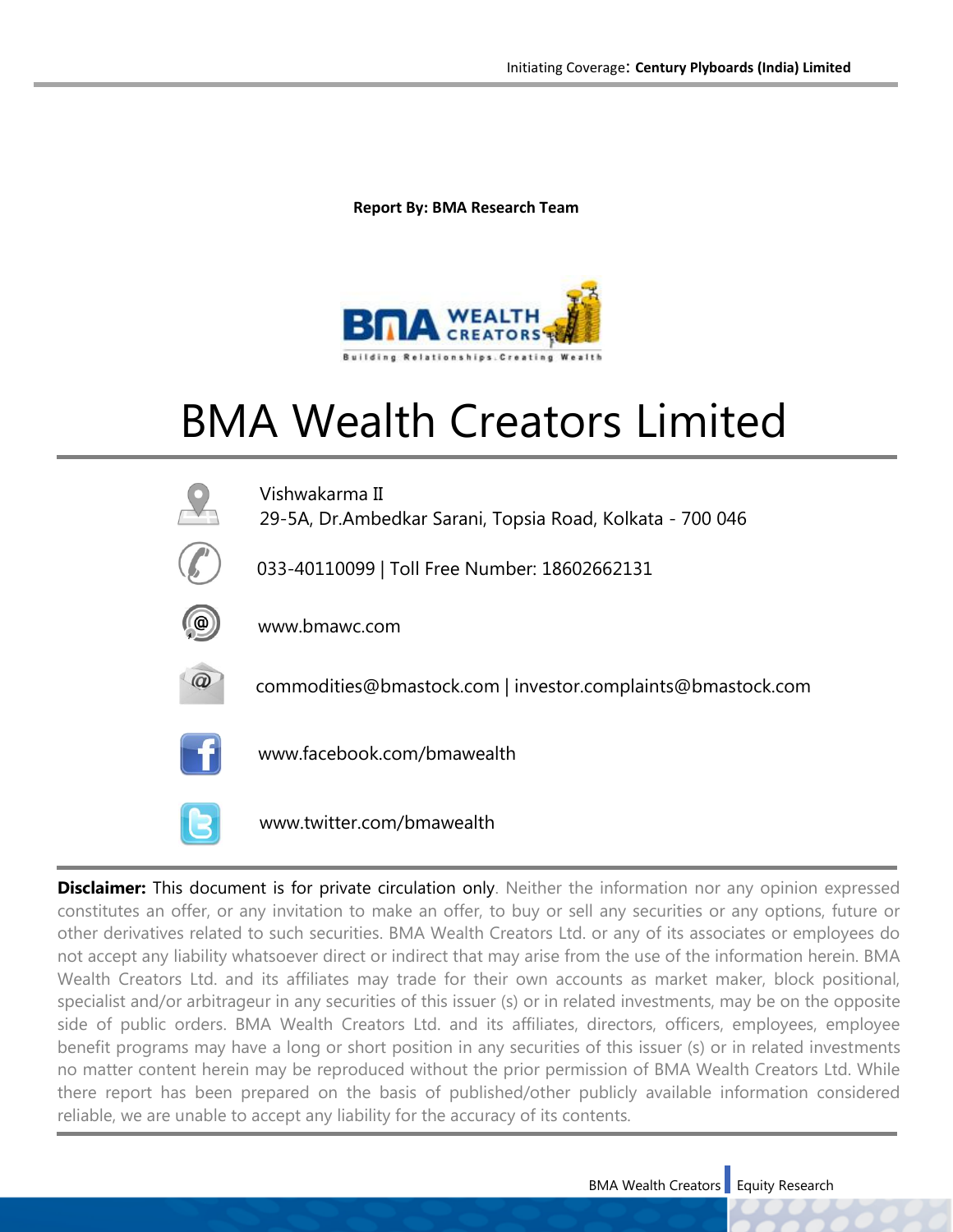**Report By: BMA Research Team**

# BMA Wealth Creators Limited

Vishwakarma II
29-5A, Dr.Ambedkar Sarani, Topsia Road, Kolkata - 700 046

033-40110099 | Toll Free Number: 18602662131

www.bmawc.com

commodities@bmastock.com | investor.complaints@bmastock.com

www.facebook.com/bmawealth

www.twitter.com/bmawealth

**Disclaimer:** This document is for private circulation only. Neither the information nor any opinion expressed constitutes an offer, or any invitation to make an offer, to buy or sell any securities or any options, future or other derivatives related to such securities. BMA Wealth Creators Ltd. or any of its associates or employees do not accept any liability whatsoever direct or indirect that may arise from the use of the information herein. BMA Wealth Creators Ltd. and its affiliates may trade for their own accounts as market maker, block positional, specialist and/or arbitrageur in any securities of this issuer (s) or in related investments, may be on the opposite side of public orders. BMA Wealth Creators Ltd. and its affiliates, directors, officers, employees, employee benefit programs may have a long or short position in any securities of this issuer (s) or in related investments no matter content herein may be reproduced without the prior permission of BMA Wealth Creators Ltd. While there report has been prepared on the basis of published/other publicly available information considered reliable, we are unable to accept any liability for the accuracy of its contents.